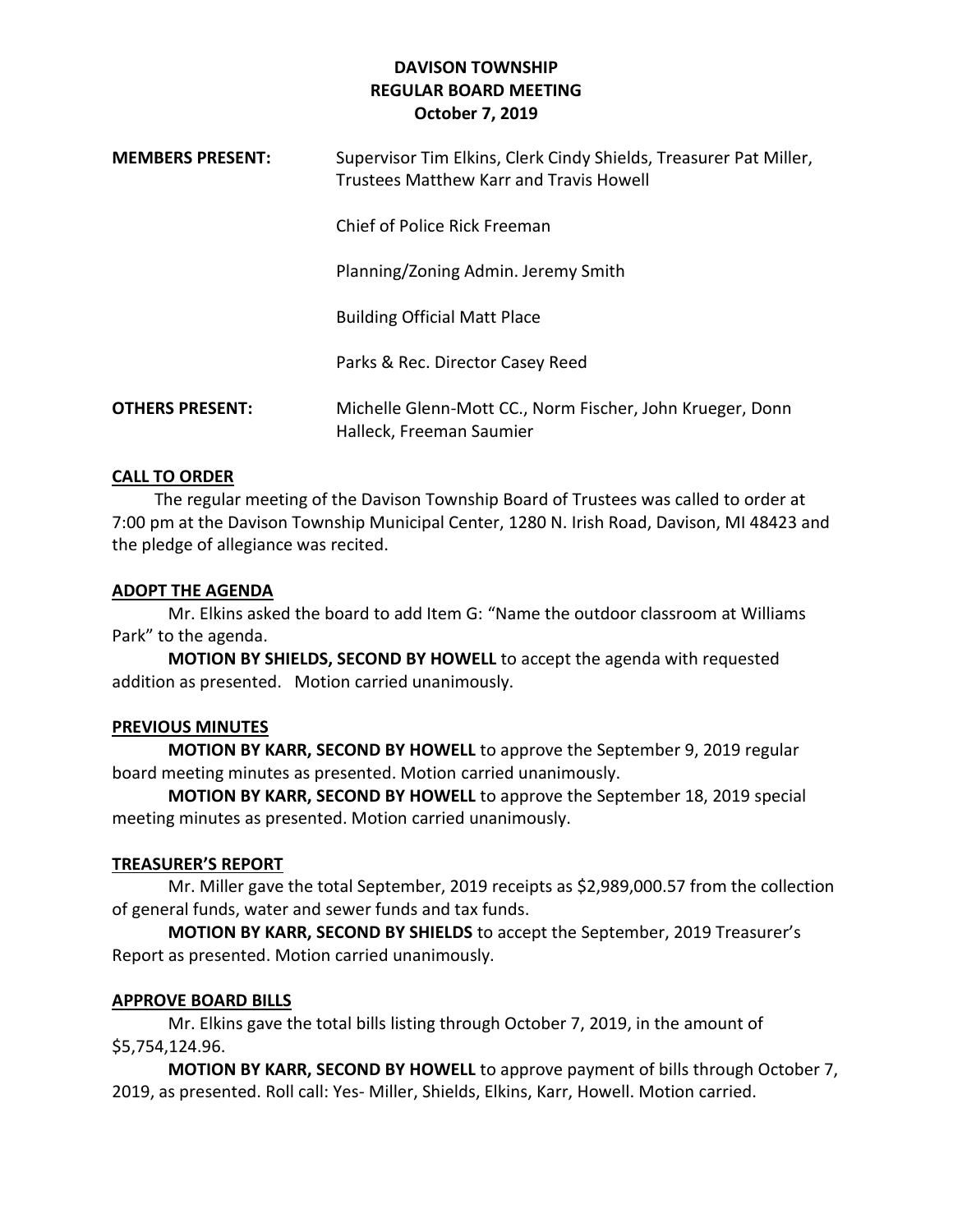# DAVISON TOWNSHIP
## REGULAR BOARD MEETING
### October 7, 2019

| | |
|---|---|
| **MEMBERS PRESENT:** | Supervisor Tim Elkins, Clerk Cindy Shields, Treasurer Pat Miller, Trustees Matthew Karr and Travis Howell |
| | Chief of Police Rick Freeman |
| | Planning/Zoning Admin. Jeremy Smith |
| | Building Official Matt Place |
| | Parks & Rec. Director Casey Reed |
| **OTHERS PRESENT:** | Michelle Glenn-Mott CC., Norm Fischer, John Krueger, Donn Halleck, Freeman Saumier |

**CALL TO ORDER**

The regular meeting of the Davison Township Board of Trustees was called to order at 7:00 pm at the Davison Township Municipal Center, 1280 N. Irish Road, Davison, MI 48423 and the pledge of allegiance was recited.

**ADOPT THE AGENDA**

Mr. Elkins asked the board to add Item G: "Name the outdoor classroom at Williams Park" to the agenda.

**MOTION BY SHIELDS, SECOND BY HOWELL** to accept the agenda with requested addition as presented. Motion carried unanimously.

**PREVIOUS MINUTES**

**MOTION BY KARR, SECOND BY HOWELL** to approve the September 9, 2019 regular board meeting minutes as presented. Motion carried unanimously.

**MOTION BY KARR, SECOND BY HOWELL** to approve the September 18, 2019 special meeting minutes as presented. Motion carried unanimously.

**TREASURER'S REPORT**

Mr. Miller gave the total September, 2019 receipts as $2,989,000.57 from the collection of general funds, water and sewer funds and tax funds.

**MOTION BY KARR, SECOND BY SHIELDS** to accept the September, 2019 Treasurer's Report as presented. Motion carried unanimously.

**APPROVE BOARD BILLS**

Mr. Elkins gave the total bills listing through October 7, 2019, in the amount of $5,754,124.96.

**MOTION BY KARR, SECOND BY HOWELL** to approve payment of bills through October 7, 2019, as presented. Roll call: Yes- Miller, Shields, Elkins, Karr, Howell. Motion carried.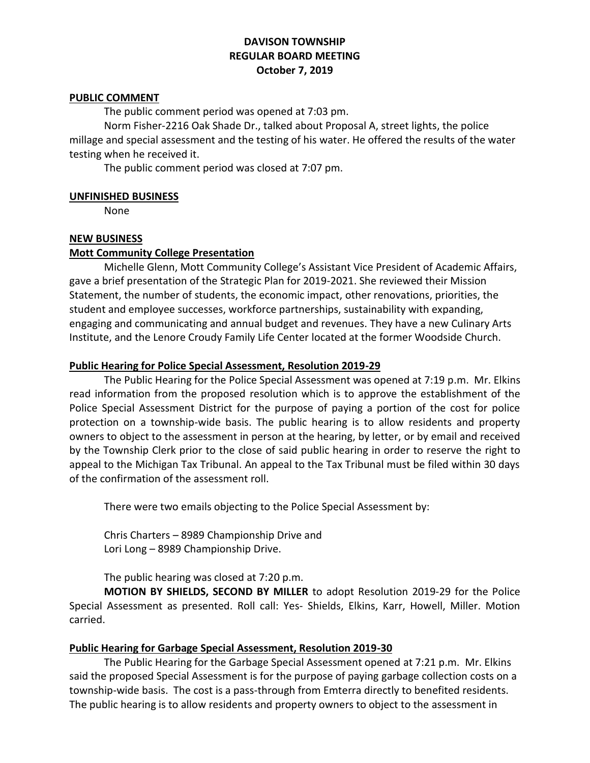# DAVISON TOWNSHIP
## REGULAR BOARD MEETING
### October 7, 2019

**PUBLIC COMMENT**

The public comment period was opened at 7:03 pm.

Norm Fisher-2216 Oak Shade Dr., talked about Proposal A, street lights, the police millage and special assessment and the testing of his water. He offered the results of the water testing when he received it.

The public comment period was closed at 7:07 pm.

**UNFINISHED BUSINESS**

None

**NEW BUSINESS**

**Mott Community College Presentation**

Michelle Glenn, Mott Community College's Assistant Vice President of Academic Affairs, gave a brief presentation of the Strategic Plan for 2019-2021. She reviewed their Mission Statement, the number of students, the economic impact, other renovations, priorities, the student and employee successes, workforce partnerships, sustainability with expanding, engaging and communicating and annual budget and revenues. They have a new Culinary Arts Institute, and the Lenore Croudy Family Life Center located at the former Woodside Church.

**Public Hearing for Police Special Assessment, Resolution 2019-29**

The Public Hearing for the Police Special Assessment was opened at 7:19 p.m. Mr. Elkins read information from the proposed resolution which is to approve the establishment of the Police Special Assessment District for the purpose of paying a portion of the cost for police protection on a township-wide basis. The public hearing is to allow residents and property owners to object to the assessment in person at the hearing, by letter, or by email and received by the Township Clerk prior to the close of said public hearing in order to reserve the right to appeal to the Michigan Tax Tribunal. An appeal to the Tax Tribunal must be filed within 30 days of the confirmation of the assessment roll.

There were two emails objecting to the Police Special Assessment by:

Chris Charters – 8989 Championship Drive and
Lori Long – 8989 Championship Drive.

The public hearing was closed at 7:20 p.m.

**MOTION BY SHIELDS, SECOND BY MILLER** to adopt Resolution 2019-29 for the Police Special Assessment as presented. Roll call: Yes- Shields, Elkins, Karr, Howell, Miller. Motion carried.

**Public Hearing for Garbage Special Assessment, Resolution 2019-30**

The Public Hearing for the Garbage Special Assessment opened at 7:21 p.m. Mr. Elkins said the proposed Special Assessment is for the purpose of paying garbage collection costs on a township-wide basis. The cost is a pass-through from Emterra directly to benefited residents. The public hearing is to allow residents and property owners to object to the assessment in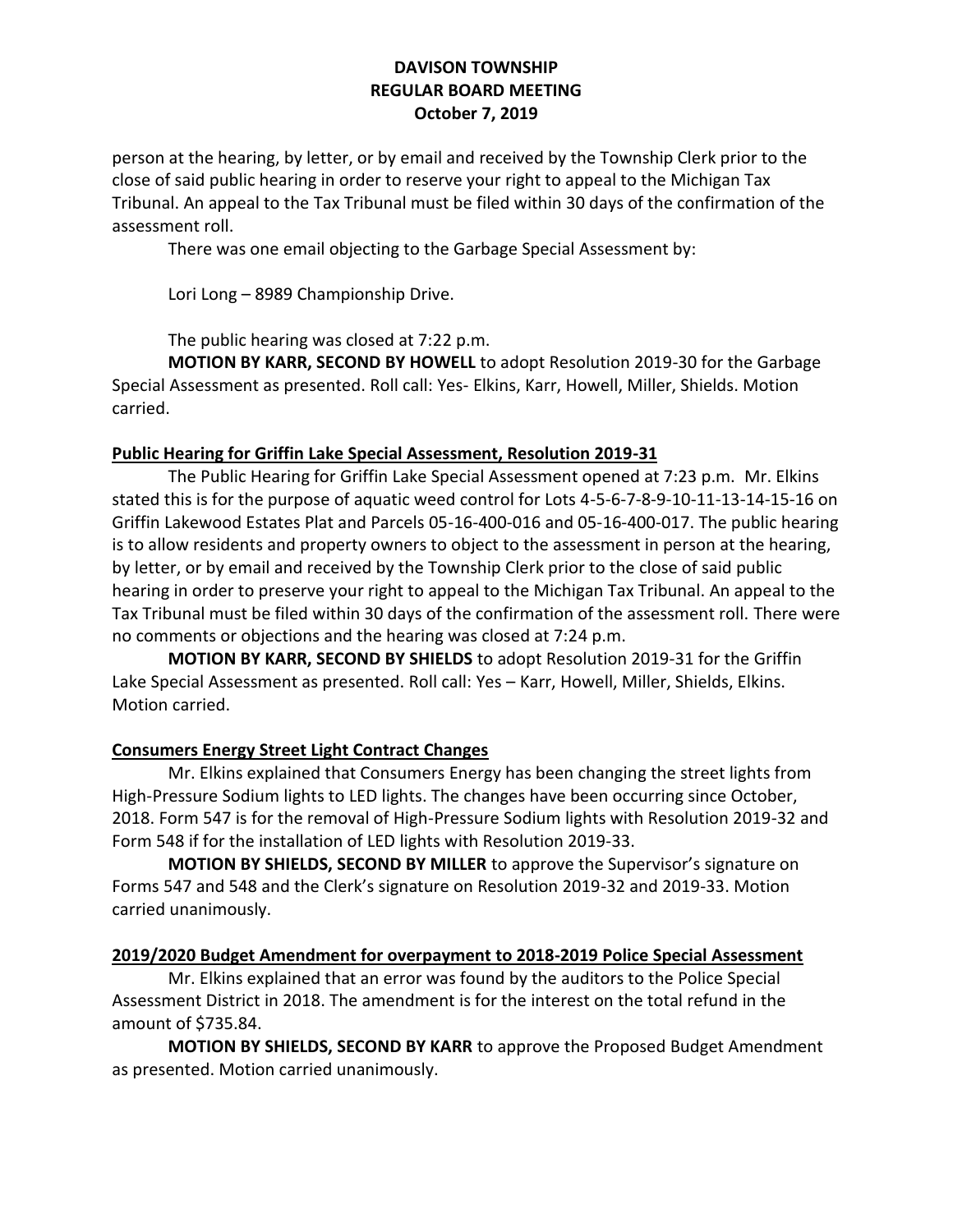person at the hearing, by letter, or by email and received by the Township Clerk prior to the close of said public hearing in order to reserve your right to appeal to the Michigan Tax Tribunal. An appeal to the Tax Tribunal must be filed within 30 days of the confirmation of the assessment roll.

There was one email objecting to the Garbage Special Assessment by:

Lori Long – 8989 Championship Drive.

The public hearing was closed at 7:22 p.m.

**MOTION BY KARR, SECOND BY HOWELL** to adopt Resolution 2019-30 for the Garbage Special Assessment as presented. Roll call: Yes- Elkins, Karr, Howell, Miller, Shields. Motion carried.

**Public Hearing for Griffin Lake Special Assessment, Resolution 2019-31**

The Public Hearing for Griffin Lake Special Assessment opened at 7:23 p.m. Mr. Elkins stated this is for the purpose of aquatic weed control for Lots 4-5-6-7-8-9-10-11-13-14-15-16 on Griffin Lakewood Estates Plat and Parcels 05-16-400-016 and 05-16-400-017. The public hearing is to allow residents and property owners to object to the assessment in person at the hearing, by letter, or by email and received by the Township Clerk prior to the close of said public hearing in order to preserve your right to appeal to the Michigan Tax Tribunal. An appeal to the Tax Tribunal must be filed within 30 days of the confirmation of the assessment roll. There were no comments or objections and the hearing was closed at 7:24 p.m.

**MOTION BY KARR, SECOND BY SHIELDS** to adopt Resolution 2019-31 for the Griffin Lake Special Assessment as presented. Roll call: Yes – Karr, Howell, Miller, Shields, Elkins. Motion carried.

**Consumers Energy Street Light Contract Changes**

Mr. Elkins explained that Consumers Energy has been changing the street lights from High-Pressure Sodium lights to LED lights. The changes have been occurring since October, 2018. Form 547 is for the removal of High-Pressure Sodium lights with Resolution 2019-32 and Form 548 if for the installation of LED lights with Resolution 2019-33.

**MOTION BY SHIELDS, SECOND BY MILLER** to approve the Supervisor's signature on Forms 547 and 548 and the Clerk's signature on Resolution 2019-32 and 2019-33. Motion carried unanimously.

**2019/2020 Budget Amendment for overpayment to 2018-2019 Police Special Assessment**

Mr. Elkins explained that an error was found by the auditors to the Police Special Assessment District in 2018. The amendment is for the interest on the total refund in the amount of $735.84.

**MOTION BY SHIELDS, SECOND BY KARR** to approve the Proposed Budget Amendment as presented. Motion carried unanimously.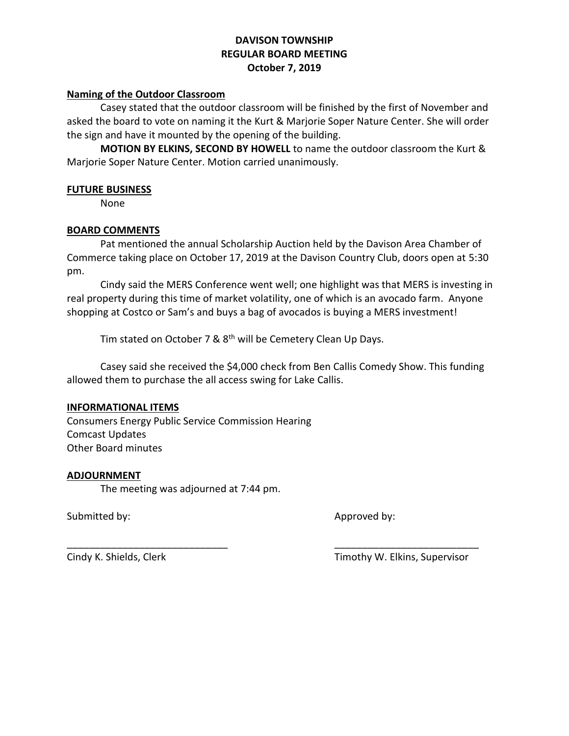**DAVISON TOWNSHIP**
**REGULAR BOARD MEETING**
**October 7, 2019**

**Naming of the Outdoor Classroom**

Casey stated that the outdoor classroom will be finished by the first of November and asked the board to vote on naming it the Kurt & Marjorie Soper Nature Center. She will order the sign and have it mounted by the opening of the building.

**MOTION BY ELKINS, SECOND BY HOWELL** to name the outdoor classroom the Kurt & Marjorie Soper Nature Center. Motion carried unanimously.

**FUTURE BUSINESS**

None

**BOARD COMMENTS**

Pat mentioned the annual Scholarship Auction held by the Davison Area Chamber of Commerce taking place on October 17, 2019 at the Davison Country Club, doors open at 5:30 pm.

Cindy said the MERS Conference went well; one highlight was that MERS is investing in real property during this time of market volatility, one of which is an avocado farm. Anyone shopping at Costco or Sam's and buys a bag of avocados is buying a MERS investment!

Tim stated on October 7 & 8th will be Cemetery Clean Up Days.

Casey said she received the $4,000 check from Ben Callis Comedy Show. This funding allowed them to purchase the all access swing for Lake Callis.

**INFORMATIONAL ITEMS**

Consumers Energy Public Service Commission Hearing
Comcast Updates
Other Board minutes

**ADJOURNMENT**

The meeting was adjourned at 7:44 pm.

Submitted by: Approved by:

_____________________________ _________________________

Cindy K. Shields, Clerk Timothy W. Elkins, Supervisor